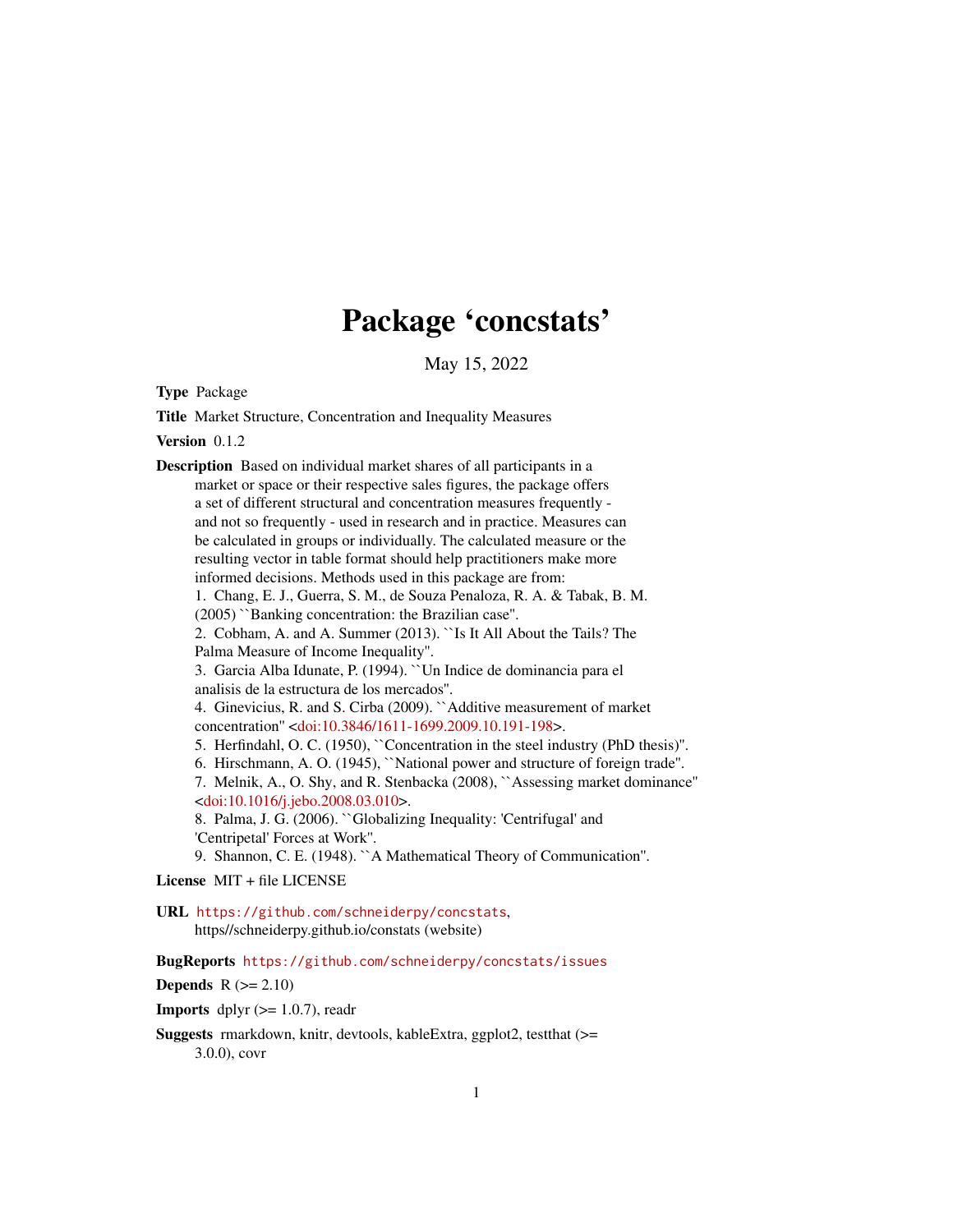# Package 'concstats'

May 15, 2022

**Type** Package

**Title** Market Structure, Concentration and Inequality Measures

**Version** 0.1.2

**Description** Based on individual market shares of all participants in a market or space or their respective sales figures, the package offers a set of different structural and concentration measures frequently - and not so frequently - used in research and in practice. Measures can be calculated in groups or individually. The calculated measure or the resulting vector in table format should help practitioners make more informed decisions. Methods used in this package are from:
1. Chang, E. J., Guerra, S. M., de Souza Penaloza, R. A. & Tabak, B. M. (2005) ``Banking concentration: the Brazilian case''.
2. Cobham, A. and A. Summer (2013). ``Is It All About the Tails? The Palma Measure of Income Inequality''.
3. Garcia Alba Idunate, P. (1994). ``Un Indice de dominancia para el analisis de la estructura de los mercados''.
4. Ginevicius, R. and S. Cirba (2009). ``Additive measurement of market concentration'' <doi:10.3846/1611-1699.2009.10.191-198>.
5. Herfindahl, O. C. (1950), ``Concentration in the steel industry (PhD thesis)''.
6. Hirschmann, A. O. (1945), ``National power and structure of foreign trade''.
7. Melnik, A., O. Shy, and R. Stenbacka (2008), ``Assessing market dominance'' <doi:10.1016/j.jebo.2008.03.010>.
8. Palma, J. G. (2006). ``Globalizing Inequality: 'Centrifugal' and 'Centripetal' Forces at Work''.
9. Shannon, C. E. (1948). ``A Mathematical Theory of Communication''.

**License** MIT + file LICENSE

**URL** https://github.com/schneiderpy/concstats, https//schneiderpy.github.io/constats (website)

**BugReports** https://github.com/schneiderpy/concstats/issues

**Depends** R (>= 2.10)

**Imports** dplyr (>= 1.0.7), readr

**Suggests** rmarkdown, knitr, devtools, kableExtra, ggplot2, testthat (>= 3.0.0), covr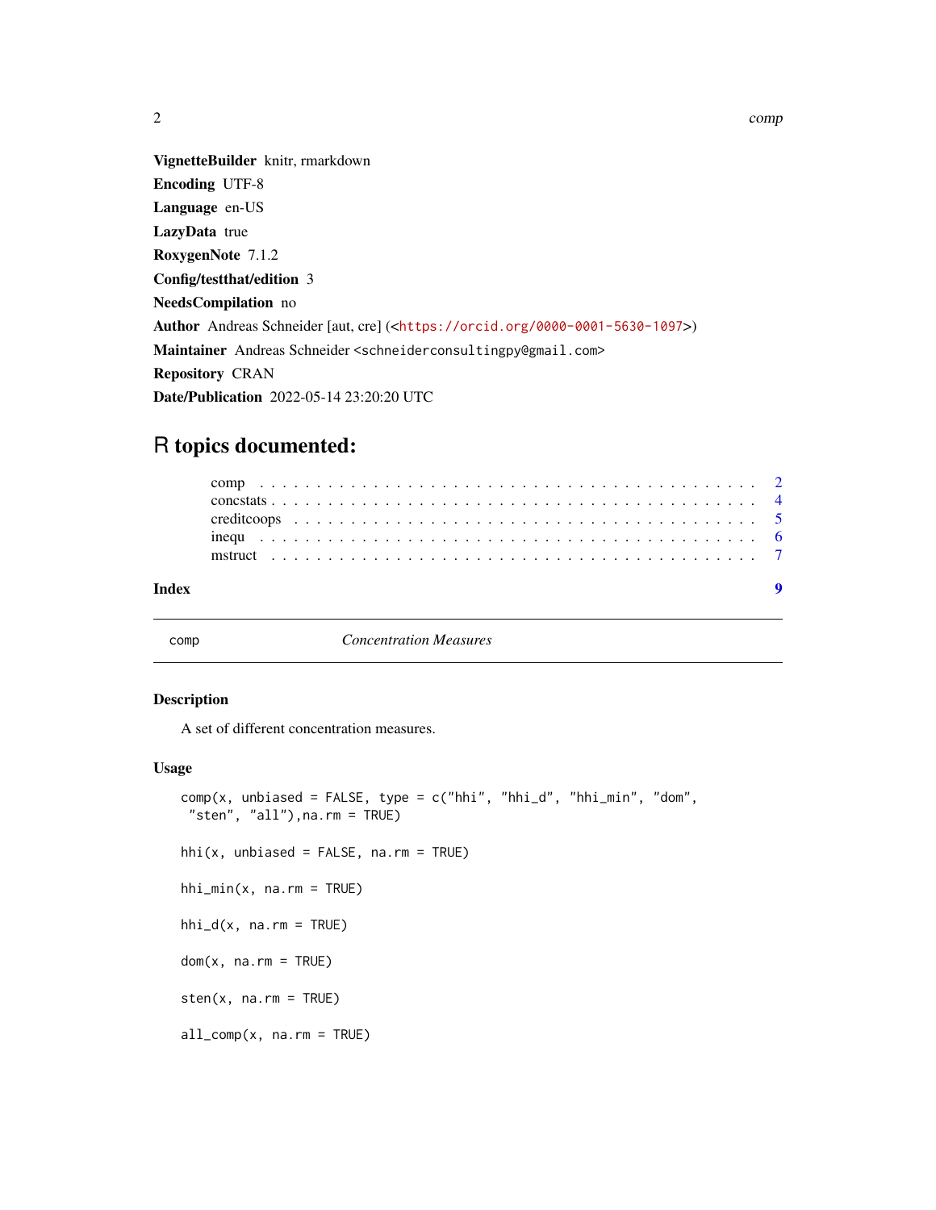**VignetteBuilder** knitr, rmarkdown

**Encoding** UTF-8

**Language** en-US

**LazyData** true

**RoxygenNote** 7.1.2

**Config/testthat/edition** 3

**NeedsCompilation** no

**Author** Andreas Schneider [aut, cre] (<https://orcid.org/0000-0001-5630-1097>)

**Maintainer** Andreas Schneider <schneiderconsultingpy@gmail.com>

**Repository** CRAN

**Date/Publication** 2022-05-14 23:20:20 UTC

# R topics documented:

- comp . . . . . . . . . . . . . . . . . . . . . . . . . . . . . . . . . . . . . . . . . . 2
- concstats . . . . . . . . . . . . . . . . . . . . . . . . . . . . . . . . . . . . . . . . 4
- creditcoops . . . . . . . . . . . . . . . . . . . . . . . . . . . . . . . . . . . . . . . 5
- inequ . . . . . . . . . . . . . . . . . . . . . . . . . . . . . . . . . . . . . . . . . . 6
- mstruct . . . . . . . . . . . . . . . . . . . . . . . . . . . . . . . . . . . . . . . . . 7

**Index** 9

---

`comp` *Concentration Measures*

---

## Description

A set of different concentration measures.

## Usage

```
comp(x, unbiased = FALSE, type = c("hhi", "hhi_d", "hhi_min", "dom",
 "sten", "all"),na.rm = TRUE)

hhi(x, unbiased = FALSE, na.rm = TRUE)

hhi_min(x, na.rm = TRUE)

hhi_d(x, na.rm = TRUE)

dom(x, na.rm = TRUE)

sten(x, na.rm = TRUE)

all_comp(x, na.rm = TRUE)
```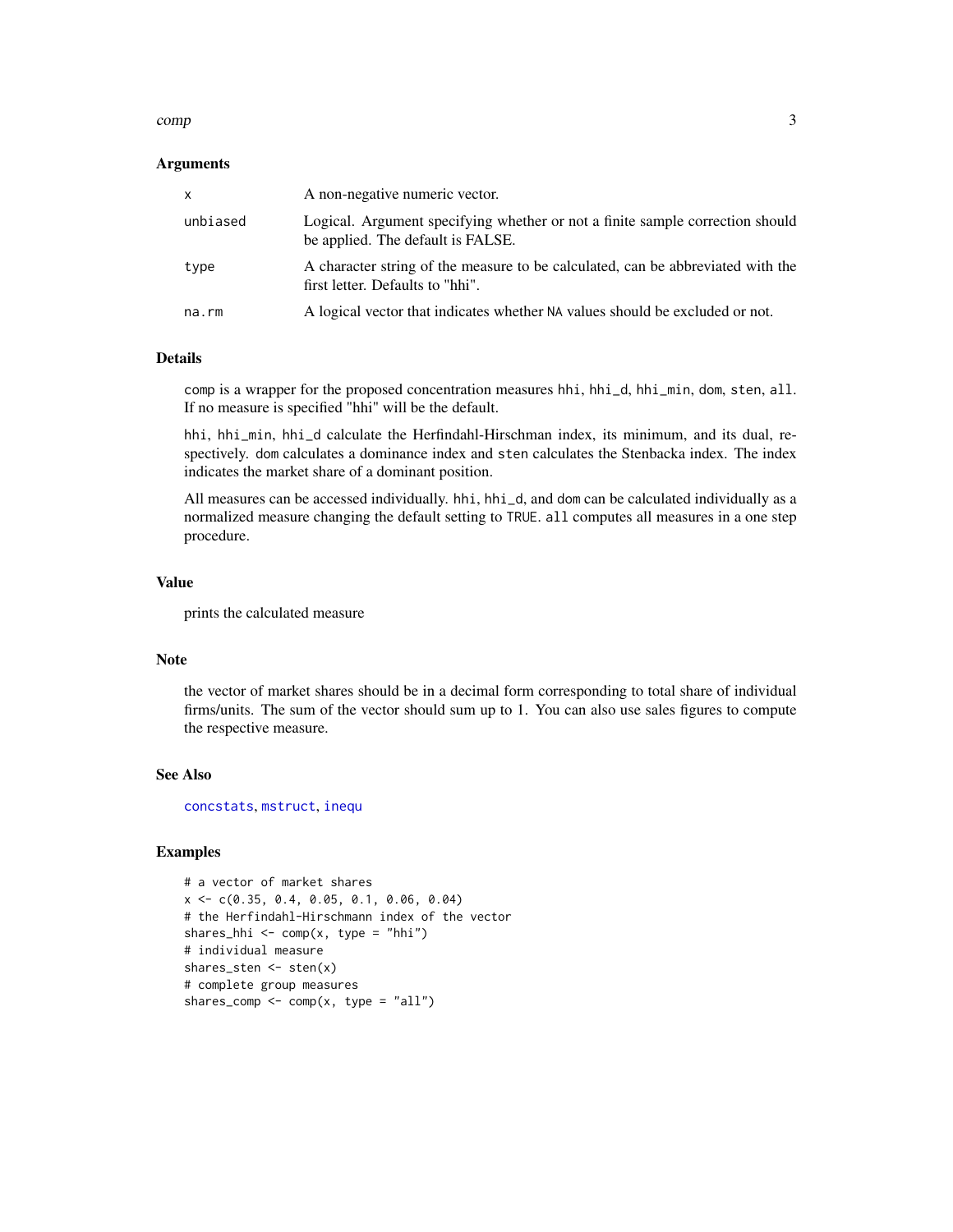### Arguments

| | |
|---|---|
| x | A non-negative numeric vector. |
| unbiased | Logical. Argument specifying whether or not a finite sample correction should be applied. The default is FALSE. |
| type | A character string of the measure to be calculated, can be abbreviated with the first letter. Defaults to "hhi". |
| na.rm | A logical vector that indicates whether NA values should be excluded or not. |

### Details

comp is a wrapper for the proposed concentration measures hhi, hhi_d, hhi_min, dom, sten, all. If no measure is specified "hhi" will be the default.

hhi, hhi_min, hhi_d calculate the Herfindahl-Hirschman index, its minimum, and its dual, respectively. dom calculates a dominance index and sten calculates the Stenbacka index. The index indicates the market share of a dominant position.

All measures can be accessed individually. hhi, hhi_d, and dom can be calculated individually as a normalized measure changing the default setting to TRUE. all computes all measures in a one step procedure.

### Value

prints the calculated measure

### Note

the vector of market shares should be in a decimal form corresponding to total share of individual firms/units. The sum of the vector should sum up to 1. You can also use sales figures to compute the respective measure.

### See Also

concstats, mstruct, inequ

### Examples

```
# a vector of market shares
x <- c(0.35, 0.4, 0.05, 0.1, 0.06, 0.04)
# the Herfindahl-Hirschmann index of the vector
shares_hhi <- comp(x, type = "hhi")
# individual measure
shares_sten <- sten(x)
# complete group measures
shares_comp <- comp(x, type = "all")
```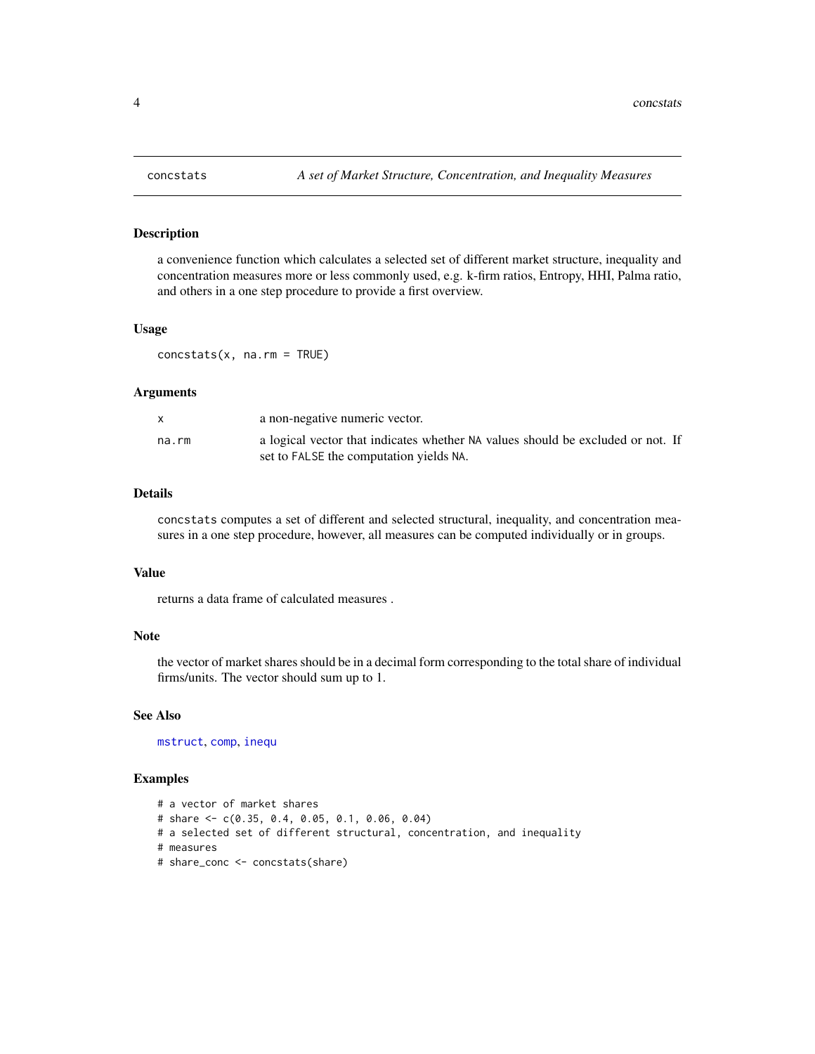# concstats

*A set of Market Structure, Concentration, and Inequality Measures*

## Description

a convenience function which calculates a selected set of different market structure, inequality and concentration measures more or less commonly used, e.g. k-firm ratios, Entropy, HHI, Palma ratio, and others in a one step procedure to provide a first overview.

## Usage

```
concstats(x, na.rm = TRUE)
```

## Arguments

| | |
|---|---|
| x | a non-negative numeric vector. |
| na.rm | a logical vector that indicates whether NA values should be excluded or not. If set to FALSE the computation yields NA. |

## Details

concstats computes a set of different and selected structural, inequality, and concentration measures in a one step procedure, however, all measures can be computed individually or in groups.

## Value

returns a data frame of calculated measures .

## Note

the vector of market shares should be in a decimal form corresponding to the total share of individual firms/units. The vector should sum up to 1.

## See Also

mstruct, comp, inequ

## Examples

```
# a vector of market shares
# share <- c(0.35, 0.4, 0.05, 0.1, 0.06, 0.04)
# a selected set of different structural, concentration, and inequality
# measures
# share_conc <- concstats(share)
```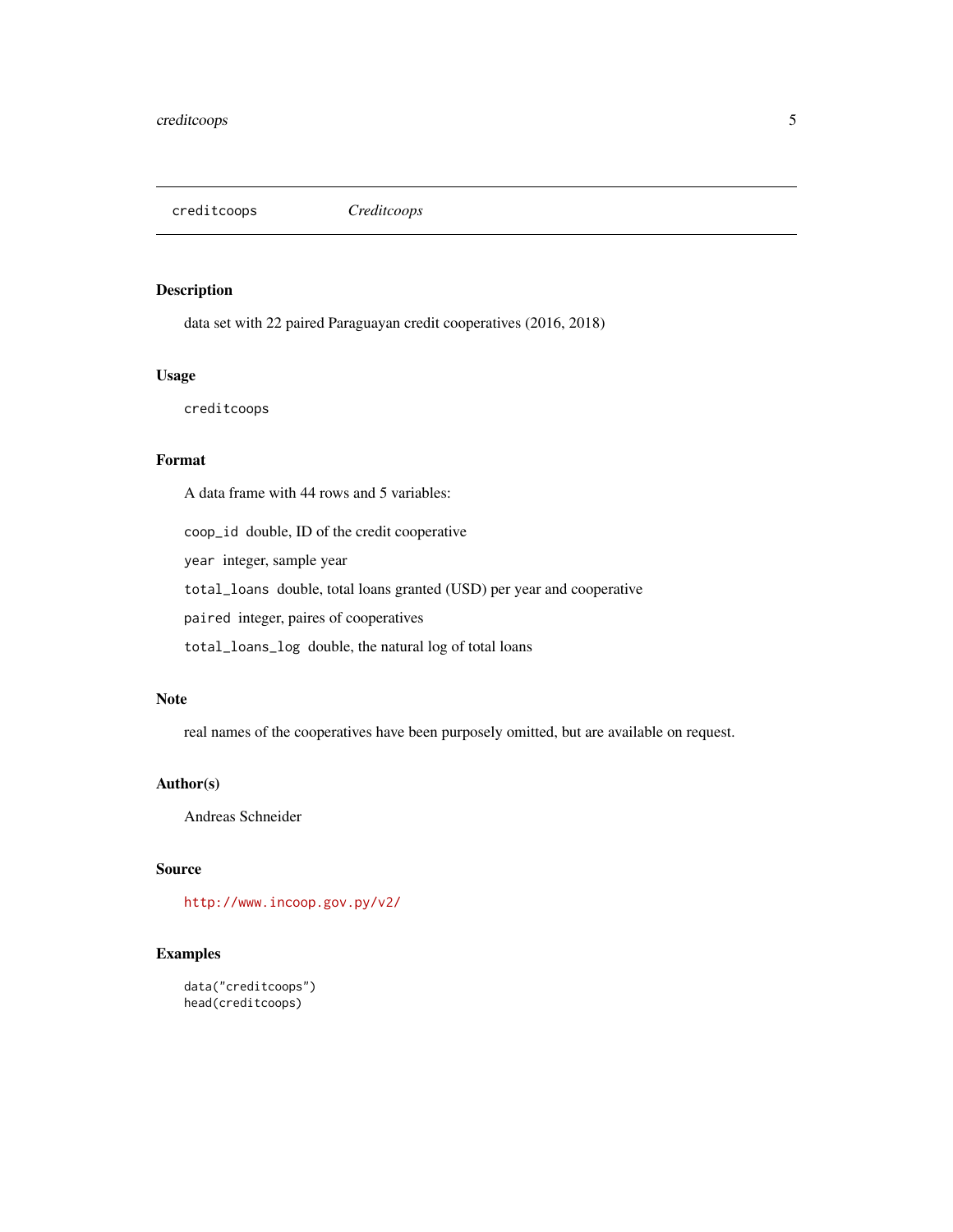# creditcoops — *Creditcoops*

## Description

data set with 22 paired Paraguayan credit cooperatives (2016, 2018)

## Usage

```
creditcoops
```

## Format

A data frame with 44 rows and 5 variables:

- `coop_id` double, ID of the credit cooperative
- `year` integer, sample year
- `total_loans` double, total loans granted (USD) per year and cooperative
- `paired` integer, paires of cooperatives
- `total_loans_log` double, the natural log of total loans

## Note

real names of the cooperatives have been purposely omitted, but are available on request.

## Author(s)

Andreas Schneider

## Source

http://www.incoop.gov.py/v2/

## Examples

```
data("creditcoops")
head(creditcoops)
```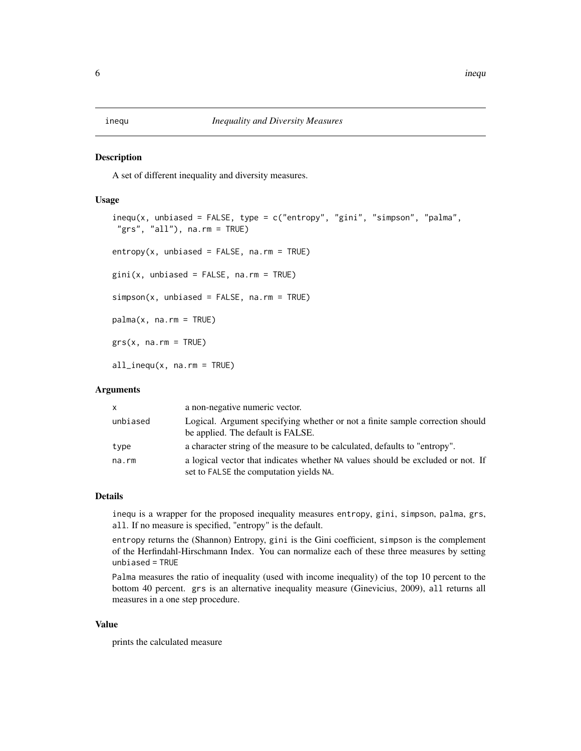# inequ *Inequality and Diversity Measures*

## Description

A set of different inequality and diversity measures.

## Usage

```
inequ(x, unbiased = FALSE, type = c("entropy", "gini", "simpson", "palma",
 "grs", "all"), na.rm = TRUE)

entropy(x, unbiased = FALSE, na.rm = TRUE)

gini(x, unbiased = FALSE, na.rm = TRUE)

simpson(x, unbiased = FALSE, na.rm = TRUE)

palma(x, na.rm = TRUE)

grs(x, na.rm = TRUE)

all_inequ(x, na.rm = TRUE)
```

## Arguments

| | |
|---|---|
| `x` | a non-negative numeric vector. |
| `unbiased` | Logical. Argument specifying whether or not a finite sample correction should be applied. The default is FALSE. |
| `type` | a character string of the measure to be calculated, defaults to "entropy". |
| `na.rm` | a logical vector that indicates whether `NA` values should be excluded or not. If set to `FALSE` the computation yields `NA`. |

## Details

`inequ` is a wrapper for the proposed inequality measures `entropy`, `gini`, `simpson`, `palma`, `grs`, `all`. If no measure is specified, "entropy" is the default.

`entropy` returns the (Shannon) Entropy, `gini` is the Gini coefficient, `simpson` is the complement of the Herfindahl-Hirschmann Index. You can normalize each of these three measures by setting `unbiased = TRUE`

`Palma` measures the ratio of inequality (used with income inequality) of the top 10 percent to the bottom 40 percent. `grs` is an alternative inequality measure (Ginevicius, 2009), `all` returns all measures in a one step procedure.

## Value

prints the calculated measure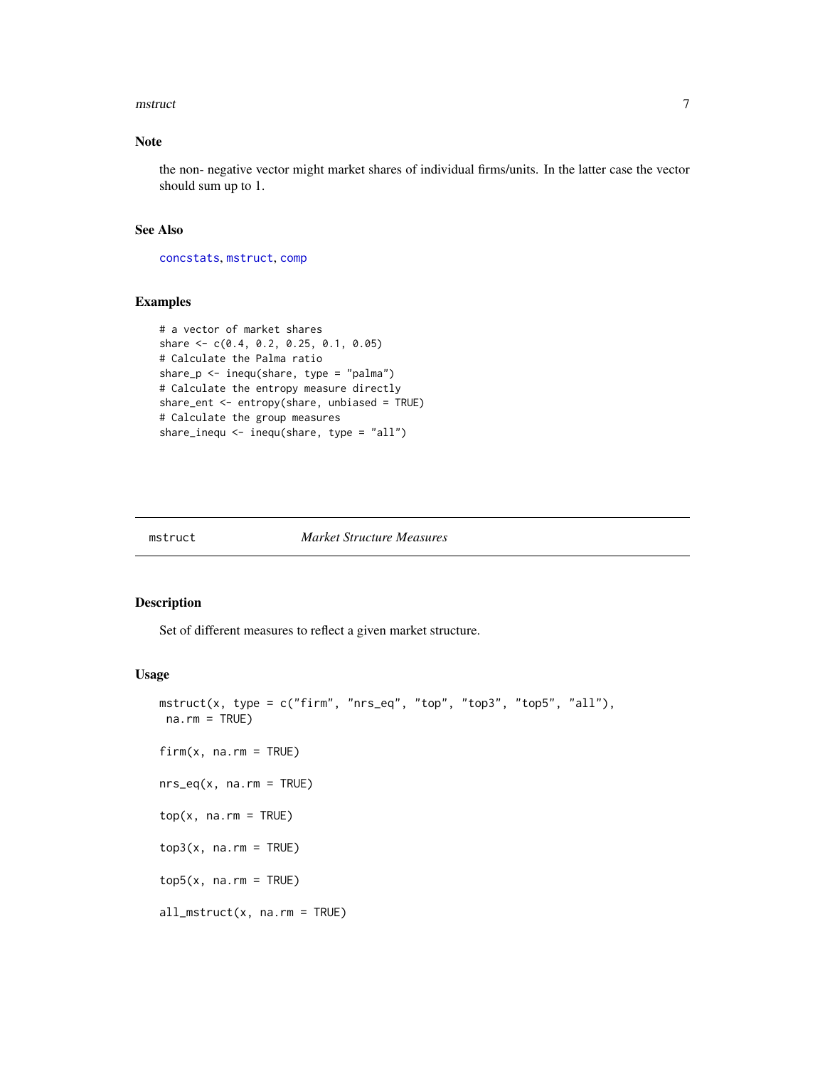## Note

the non- negative vector might market shares of individual firms/units. In the latter case the vector should sum up to 1.

## See Also

concstats, mstruct, comp

## Examples

```
# a vector of market shares
share <- c(0.4, 0.2, 0.25, 0.1, 0.05)
# Calculate the Palma ratio
share_p <- inequ(share, type = "palma")
# Calculate the entropy measure directly
share_ent <- entropy(share, unbiased = TRUE)
# Calculate the group measures
share_inequ <- inequ(share, type = "all")
```

---

# mstruct — *Market Structure Measures*

---

## Description

Set of different measures to reflect a given market structure.

## Usage

```
mstruct(x, type = c("firm", "nrs_eq", "top", "top3", "top5", "all"),
 na.rm = TRUE)

firm(x, na.rm = TRUE)

nrs_eq(x, na.rm = TRUE)

top(x, na.rm = TRUE)

top3(x, na.rm = TRUE)

top5(x, na.rm = TRUE)

all_mstruct(x, na.rm = TRUE)
```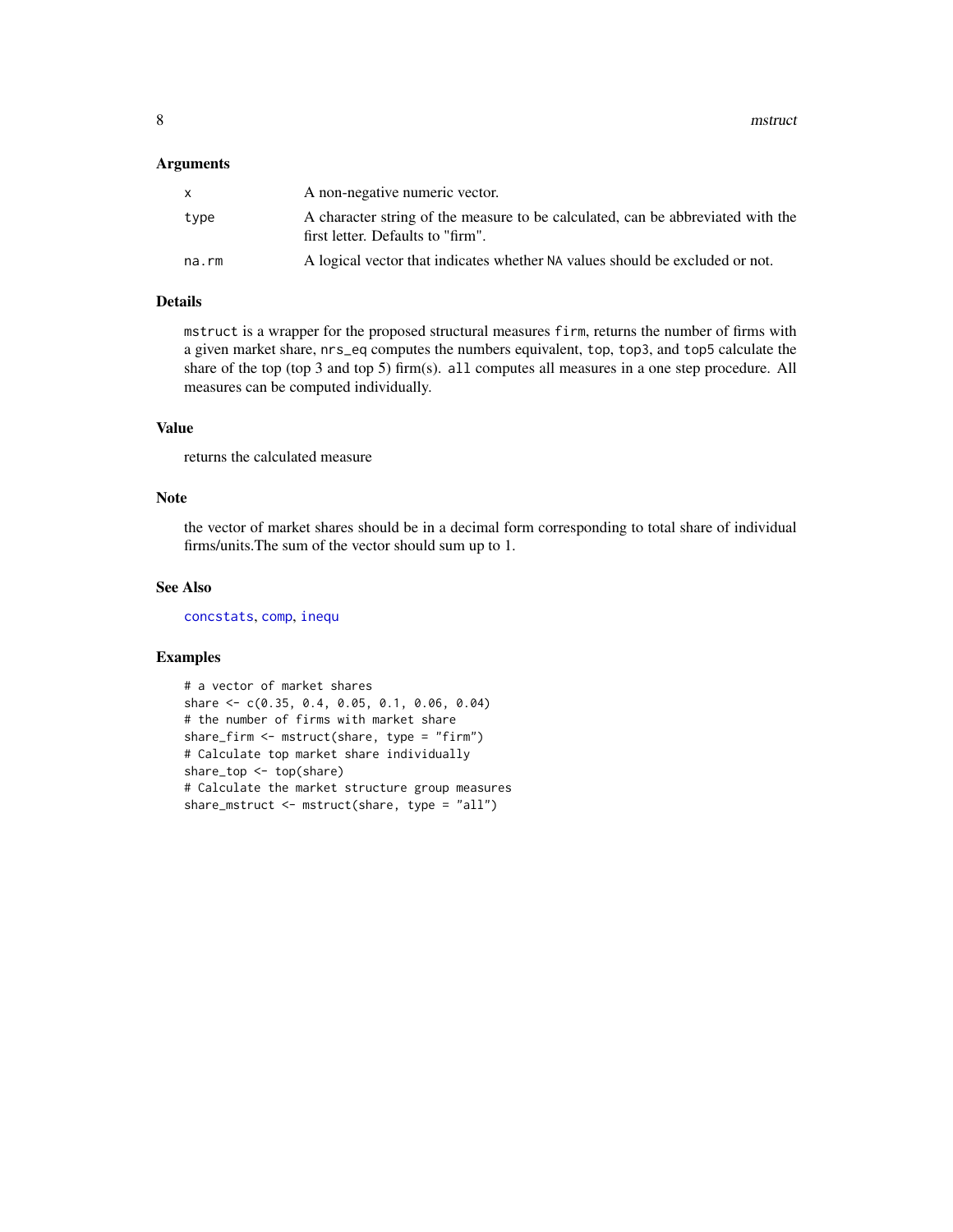### Arguments

| | |
|---|---|
| x | A non-negative numeric vector. |
| type | A character string of the measure to be calculated, can be abbreviated with the first letter. Defaults to "firm". |
| na.rm | A logical vector that indicates whether NA values should be excluded or not. |

### Details

`mstruct` is a wrapper for the proposed structural measures `firm`, returns the number of firms with a given market share, `nrs_eq` computes the numbers equivalent, `top`, `top3`, and `top5` calculate the share of the top (top 3 and top 5) firm(s). `all` computes all measures in a one step procedure. All measures can be computed individually.

### Value

returns the calculated measure

### Note

the vector of market shares should be in a decimal form corresponding to total share of individual firms/units.The sum of the vector should sum up to 1.

### See Also

concstats, comp, inequ

### Examples

```
# a vector of market shares
share <- c(0.35, 0.4, 0.05, 0.1, 0.06, 0.04)
# the number of firms with market share
share_firm <- mstruct(share, type = "firm")
# Calculate top market share individually
share_top <- top(share)
# Calculate the market structure group measures
share_mstruct <- mstruct(share, type = "all")
```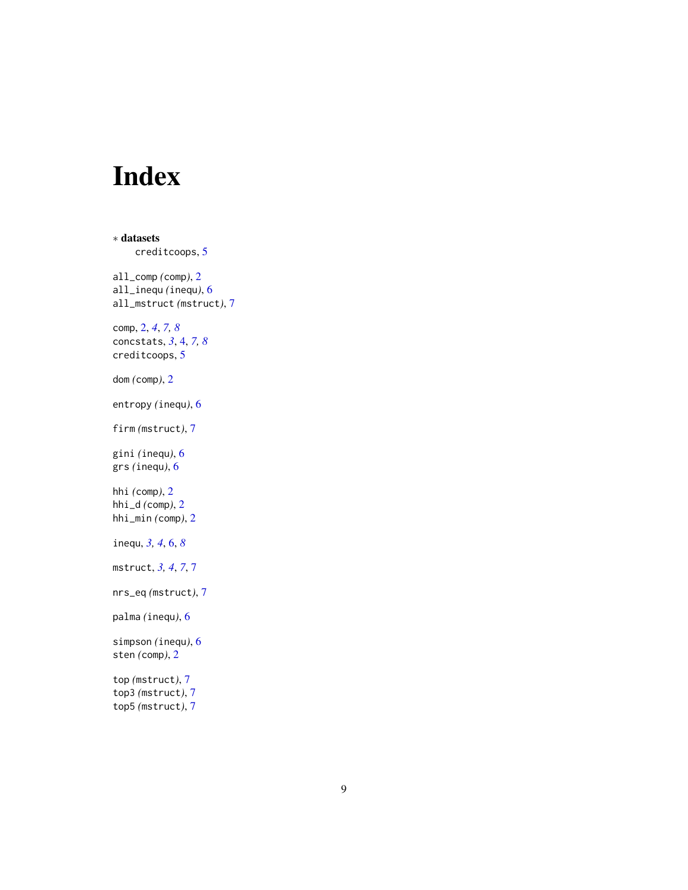# Index

∗ **datasets**
    creditcoops, 5

all_comp *(*comp*)*, 2
all_inequ *(*inequ*)*, 6
all_mstruct *(*mstruct*)*, 7

comp, 2, *4*, *7, 8*
concstats, *3*, 4, *7, 8*
creditcoops, 5

dom *(*comp*)*, 2

entropy *(*inequ*)*, 6

firm *(*mstruct*)*, 7

gini *(*inequ*)*, 6
grs *(*inequ*)*, 6

hhi *(*comp*)*, 2
hhi_d *(*comp*)*, 2
hhi_min *(*comp*)*, 2

inequ, *3, 4*, 6, *8*

mstruct, *3, 4*, *7*, 7

nrs_eq *(*mstruct*)*, 7

palma *(*inequ*)*, 6

simpson *(*inequ*)*, 6
sten *(*comp*)*, 2

top *(*mstruct*)*, 7
top3 *(*mstruct*)*, 7
top5 *(*mstruct*)*, 7